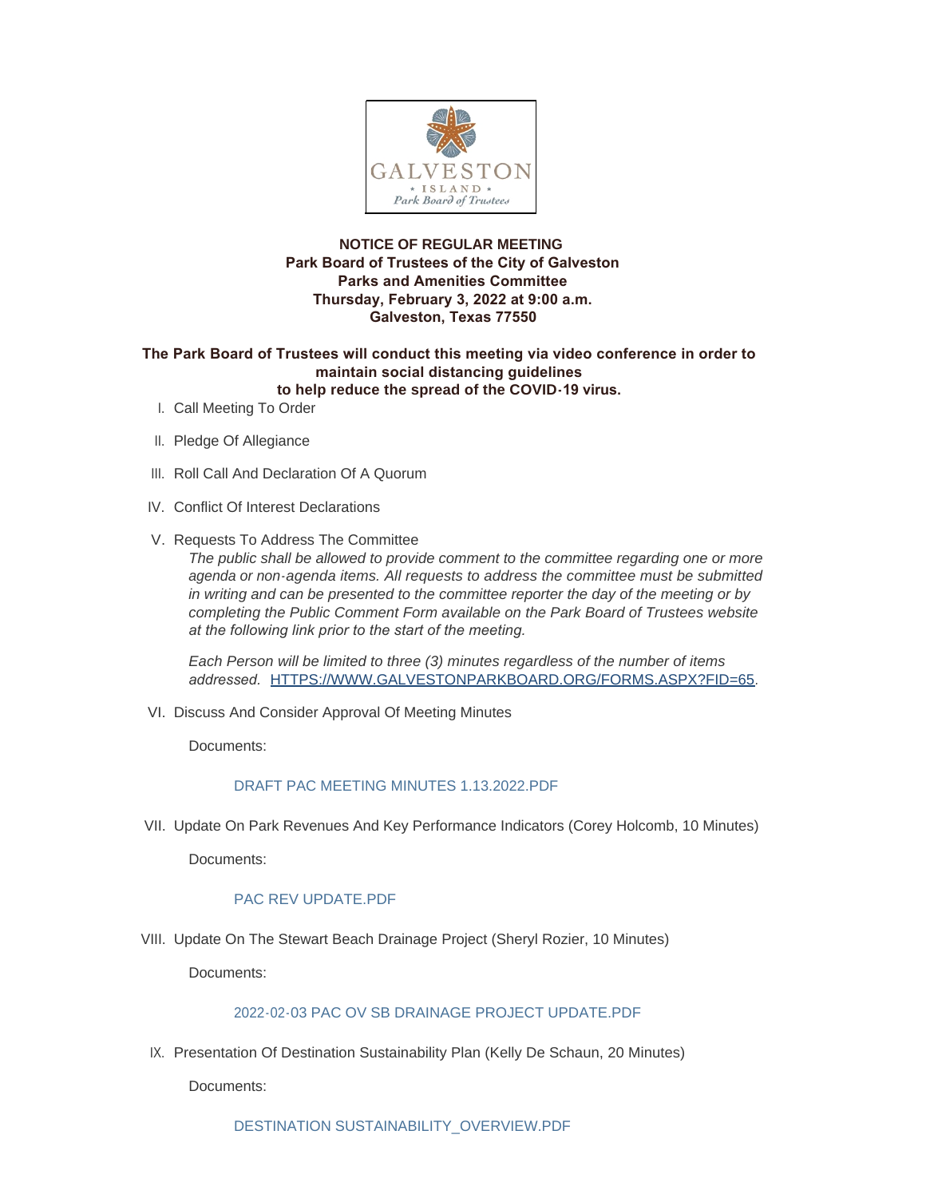**NOTICE OF REGULAR MEETING**
**Park Board of Trustees of the City of Galveston**
**Parks and Amenities Committee**
**Thursday, February 3, 2022 at 9:00 a.m.**
**Galveston, Texas 77550**

**The Park Board of Trustees will conduct this meeting via video conference in order to maintain social distancing guidelines to help reduce the spread of the COVID-19 virus.**

I. Call Meeting To Order

II. Pledge Of Allegiance

III. Roll Call And Declaration Of A Quorum

IV. Conflict Of Interest Declarations

V. Requests To Address The Committee

   *The public shall be allowed to provide comment to the committee regarding one or more agenda or non-agenda items. All requests to address the committee must be submitted in writing and can be presented to the committee reporter the day of the meeting or by completing the Public Comment Form available on the Park Board of Trustees website at the following link prior to the start of the meeting.*

   *Each Person will be limited to three (3) minutes regardless of the number of items addressed.* HTTPS://WWW.GALVESTONPARKBOARD.ORG/FORMS.ASPX?FID=65.

VI. Discuss And Consider Approval Of Meeting Minutes

   Documents:

   DRAFT PAC MEETING MINUTES 1.13.2022.PDF

VII. Update On Park Revenues And Key Performance Indicators (Corey Holcomb, 10 Minutes)

   Documents:

   PAC REV UPDATE.PDF

VIII. Update On The Stewart Beach Drainage Project (Sheryl Rozier, 10 Minutes)

   Documents:

   2022-02-03 PAC OV SB DRAINAGE PROJECT UPDATE.PDF

IX. Presentation Of Destination Sustainability Plan (Kelly De Schaun, 20 Minutes)

   Documents:

   DESTINATION SUSTAINABILITY_OVERVIEW.PDF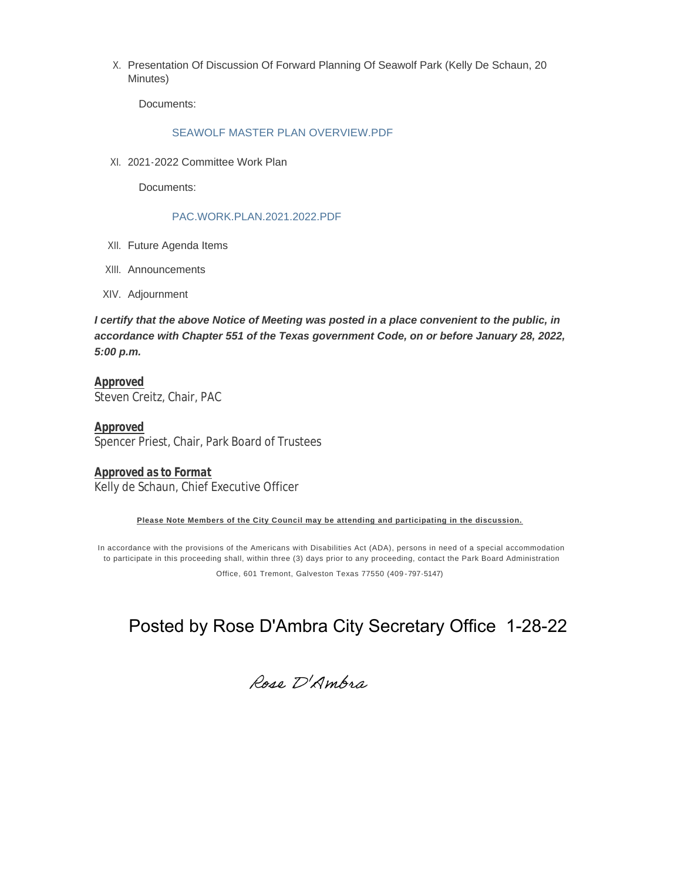X. Presentation Of Discussion Of Forward Planning Of Seawolf Park (Kelly De Schaun, 20 Minutes)

Documents:

SEAWOLF MASTER PLAN OVERVIEW.PDF

XI. 2021-2022 Committee Work Plan

Documents:

PAC.WORK.PLAN.2021.2022.PDF

XII. Future Agenda Items

XIII. Announcements

XIV. Adjournment

***I certify that the above Notice of Meeting was posted in a place convenient to the public, in accordance with Chapter 551 of the Texas government Code, on or before January 28, 2022, 5:00 p.m.***

**Approved**
Steven Creitz, Chair, PAC

**Approved**
Spencer Priest, Chair, Park Board of Trustees

**Approved as to Format**
Kelly de Schaun, Chief Executive Officer

**Please Note Members of the City Council may be attending and participating in the discussion.**

In accordance with the provisions of the Americans with Disabilities Act (ADA), persons in need of a special accommodation to participate in this proceeding shall, within three (3) days prior to any proceeding, contact the Park Board Administration Office, 601 Tremont, Galveston Texas 77550 (409-797-5147)

Posted by Rose D'Ambra City Secretary Office 1-28-22

Rose D'Ambra